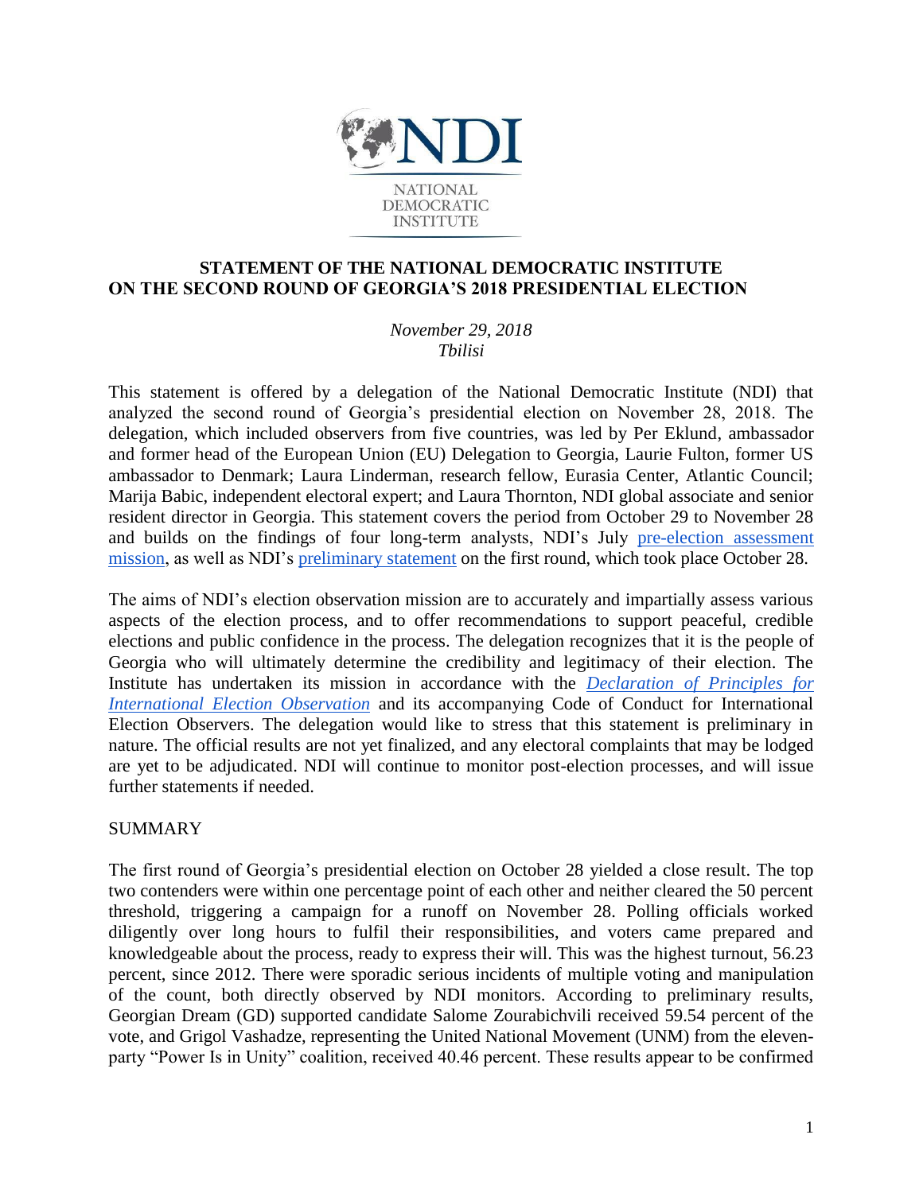NDI

NATIONAL DEMOCRATIC INSTITUTE

# STATEMENT OF THE NATIONAL DEMOCRATIC INSTITUTE ON THE SECOND ROUND OF GEORGIA'S 2018 PRESIDENTIAL ELECTION

*November 29, 2018*
*Tbilisi*

This statement is offered by a delegation of the National Democratic Institute (NDI) that analyzed the second round of Georgia's presidential election on November 28, 2018. The delegation, which included observers from five countries, was led by Per Eklund, ambassador and former head of the European Union (EU) Delegation to Georgia, Laurie Fulton, former US ambassador to Denmark; Laura Linderman, research fellow, Eurasia Center, Atlantic Council; Marija Babic, independent electoral expert; and Laura Thornton, NDI global associate and senior resident director in Georgia. This statement covers the period from October 29 to November 28 and builds on the findings of four long-term analysts, NDI's July pre-election assessment mission, as well as NDI's preliminary statement on the first round, which took place October 28.

The aims of NDI's election observation mission are to accurately and impartially assess various aspects of the election process, and to offer recommendations to support peaceful, credible elections and public confidence in the process. The delegation recognizes that it is the people of Georgia who will ultimately determine the credibility and legitimacy of their election. The Institute has undertaken its mission in accordance with the *Declaration of Principles for International Election Observation* and its accompanying Code of Conduct for International Election Observers. The delegation would like to stress that this statement is preliminary in nature. The official results are not yet finalized, and any electoral complaints that may be lodged are yet to be adjudicated. NDI will continue to monitor post-election processes, and will issue further statements if needed.

## SUMMARY

The first round of Georgia's presidential election on October 28 yielded a close result. The top two contenders were within one percentage point of each other and neither cleared the 50 percent threshold, triggering a campaign for a runoff on November 28. Polling officials worked diligently over long hours to fulfil their responsibilities, and voters came prepared and knowledgeable about the process, ready to express their will. This was the highest turnout, 56.23 percent, since 2012. There were sporadic serious incidents of multiple voting and manipulation of the count, both directly observed by NDI monitors. According to preliminary results, Georgian Dream (GD) supported candidate Salome Zourabichvili received 59.54 percent of the vote, and Grigol Vashadze, representing the United National Movement (UNM) from the eleven-party "Power Is in Unity" coalition, received 40.46 percent. These results appear to be confirmed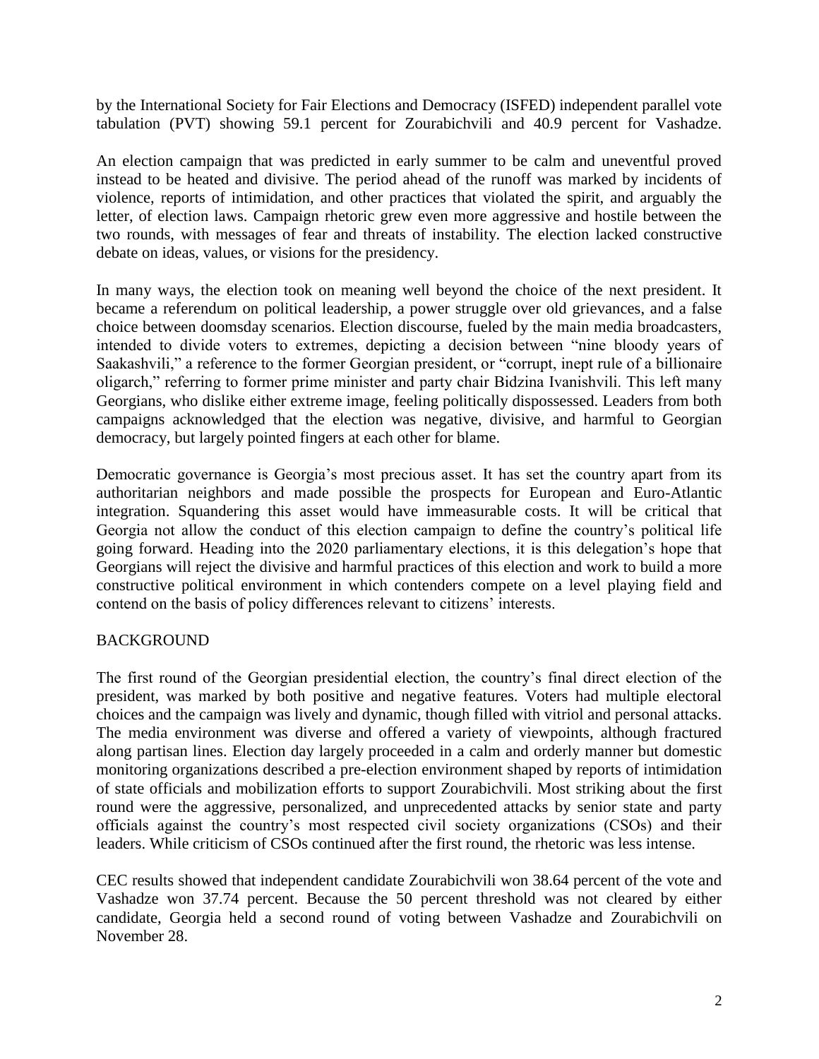by the International Society for Fair Elections and Democracy (ISFED) independent parallel vote tabulation (PVT) showing 59.1 percent for Zourabichvili and 40.9 percent for Vashadze.

An election campaign that was predicted in early summer to be calm and uneventful proved instead to be heated and divisive. The period ahead of the runoff was marked by incidents of violence, reports of intimidation, and other practices that violated the spirit, and arguably the letter, of election laws. Campaign rhetoric grew even more aggressive and hostile between the two rounds, with messages of fear and threats of instability. The election lacked constructive debate on ideas, values, or visions for the presidency.

In many ways, the election took on meaning well beyond the choice of the next president. It became a referendum on political leadership, a power struggle over old grievances, and a false choice between doomsday scenarios. Election discourse, fueled by the main media broadcasters, intended to divide voters to extremes, depicting a decision between "nine bloody years of Saakashvili," a reference to the former Georgian president, or "corrupt, inept rule of a billionaire oligarch," referring to former prime minister and party chair Bidzina Ivanishvili. This left many Georgians, who dislike either extreme image, feeling politically dispossessed. Leaders from both campaigns acknowledged that the election was negative, divisive, and harmful to Georgian democracy, but largely pointed fingers at each other for blame.

Democratic governance is Georgia's most precious asset. It has set the country apart from its authoritarian neighbors and made possible the prospects for European and Euro-Atlantic integration. Squandering this asset would have immeasurable costs. It will be critical that Georgia not allow the conduct of this election campaign to define the country's political life going forward. Heading into the 2020 parliamentary elections, it is this delegation's hope that Georgians will reject the divisive and harmful practices of this election and work to build a more constructive political environment in which contenders compete on a level playing field and contend on the basis of policy differences relevant to citizens' interests.

## BACKGROUND

The first round of the Georgian presidential election, the country's final direct election of the president, was marked by both positive and negative features. Voters had multiple electoral choices and the campaign was lively and dynamic, though filled with vitriol and personal attacks. The media environment was diverse and offered a variety of viewpoints, although fractured along partisan lines. Election day largely proceeded in a calm and orderly manner but domestic monitoring organizations described a pre-election environment shaped by reports of intimidation of state officials and mobilization efforts to support Zourabichvili. Most striking about the first round were the aggressive, personalized, and unprecedented attacks by senior state and party officials against the country's most respected civil society organizations (CSOs) and their leaders. While criticism of CSOs continued after the first round, the rhetoric was less intense.

CEC results showed that independent candidate Zourabichvili won 38.64 percent of the vote and Vashadze won 37.74 percent. Because the 50 percent threshold was not cleared by either candidate, Georgia held a second round of voting between Vashadze and Zourabichvili on November 28.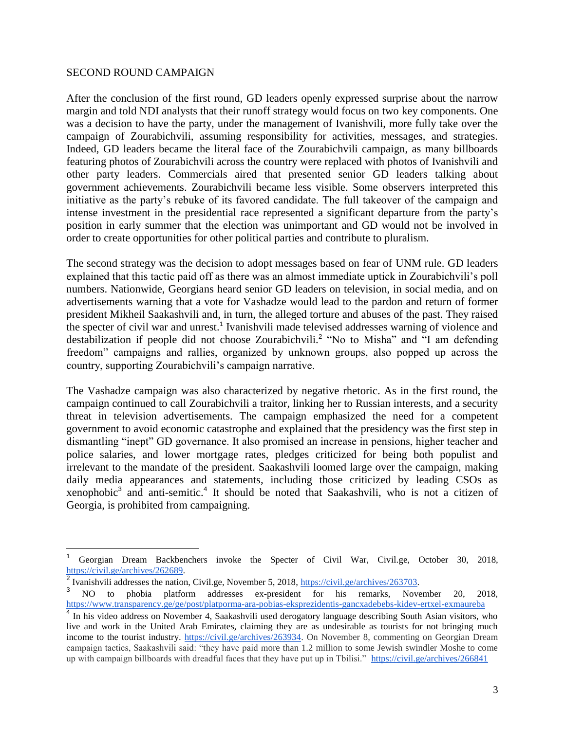## SECOND ROUND CAMPAIGN

After the conclusion of the first round, GD leaders openly expressed surprise about the narrow margin and told NDI analysts that their runoff strategy would focus on two key components. One was a decision to have the party, under the management of Ivanishvili, more fully take over the campaign of Zourabichvili, assuming responsibility for activities, messages, and strategies. Indeed, GD leaders became the literal face of the Zourabichvili campaign, as many billboards featuring photos of Zourabichvili across the country were replaced with photos of Ivanishvili and other party leaders. Commercials aired that presented senior GD leaders talking about government achievements. Zourabichvili became less visible. Some observers interpreted this initiative as the party's rebuke of its favored candidate. The full takeover of the campaign and intense investment in the presidential race represented a significant departure from the party's position in early summer that the election was unimportant and GD would not be involved in order to create opportunities for other political parties and contribute to pluralism.

The second strategy was the decision to adopt messages based on fear of UNM rule. GD leaders explained that this tactic paid off as there was an almost immediate uptick in Zourabichvili's poll numbers. Nationwide, Georgians heard senior GD leaders on television, in social media, and on advertisements warning that a vote for Vashadze would lead to the pardon and return of former president Mikheil Saakashvili and, in turn, the alleged torture and abuses of the past. They raised the specter of civil war and unrest.[1] Ivanishvili made televised addresses warning of violence and destabilization if people did not choose Zourabichvili.[2] "No to Misha" and "I am defending freedom" campaigns and rallies, organized by unknown groups, also popped up across the country, supporting Zourabichvili's campaign narrative.

The Vashadze campaign was also characterized by negative rhetoric. As in the first round, the campaign continued to call Zourabichvili a traitor, linking her to Russian interests, and a security threat in television advertisements. The campaign emphasized the need for a competent government to avoid economic catastrophe and explained that the presidency was the first step in dismantling "inept" GD governance. It also promised an increase in pensions, higher teacher and police salaries, and lower mortgage rates, pledges criticized for being both populist and irrelevant to the mandate of the president. Saakashvili loomed large over the campaign, making daily media appearances and statements, including those criticized by leading CSOs as xenophobic[3] and anti-semitic.[4] It should be noted that Saakashvili, who is not a citizen of Georgia, is prohibited from campaigning.

---

[1] Georgian Dream Backbenchers invoke the Specter of Civil War, Civil.ge, October 30, 2018, https://civil.ge/archives/262689.

[2] Ivanishvili addresses the nation, Civil.ge, November 5, 2018, https://civil.ge/archives/263703.

[3] NO to phobia platform addresses ex-president for his remarks, November 20, 2018, https://www.transparency.ge/ge/post/platporma-ara-pobias-eksprezidentis-gancxadebebs-kidev-ertxel-exmaureba

[4] In his video address on November 4, Saakashvili used derogatory language describing South Asian visitors, who live and work in the United Arab Emirates, claiming they are as undesirable as tourists for not bringing much income to the tourist industry. https://civil.ge/archives/263934. On November 8, commenting on Georgian Dream campaign tactics, Saakashvili said: "they have paid more than 1.2 million to some Jewish swindler Moshe to come up with campaign billboards with dreadful faces that they have put up in Tbilisi." https://civil.ge/archives/266841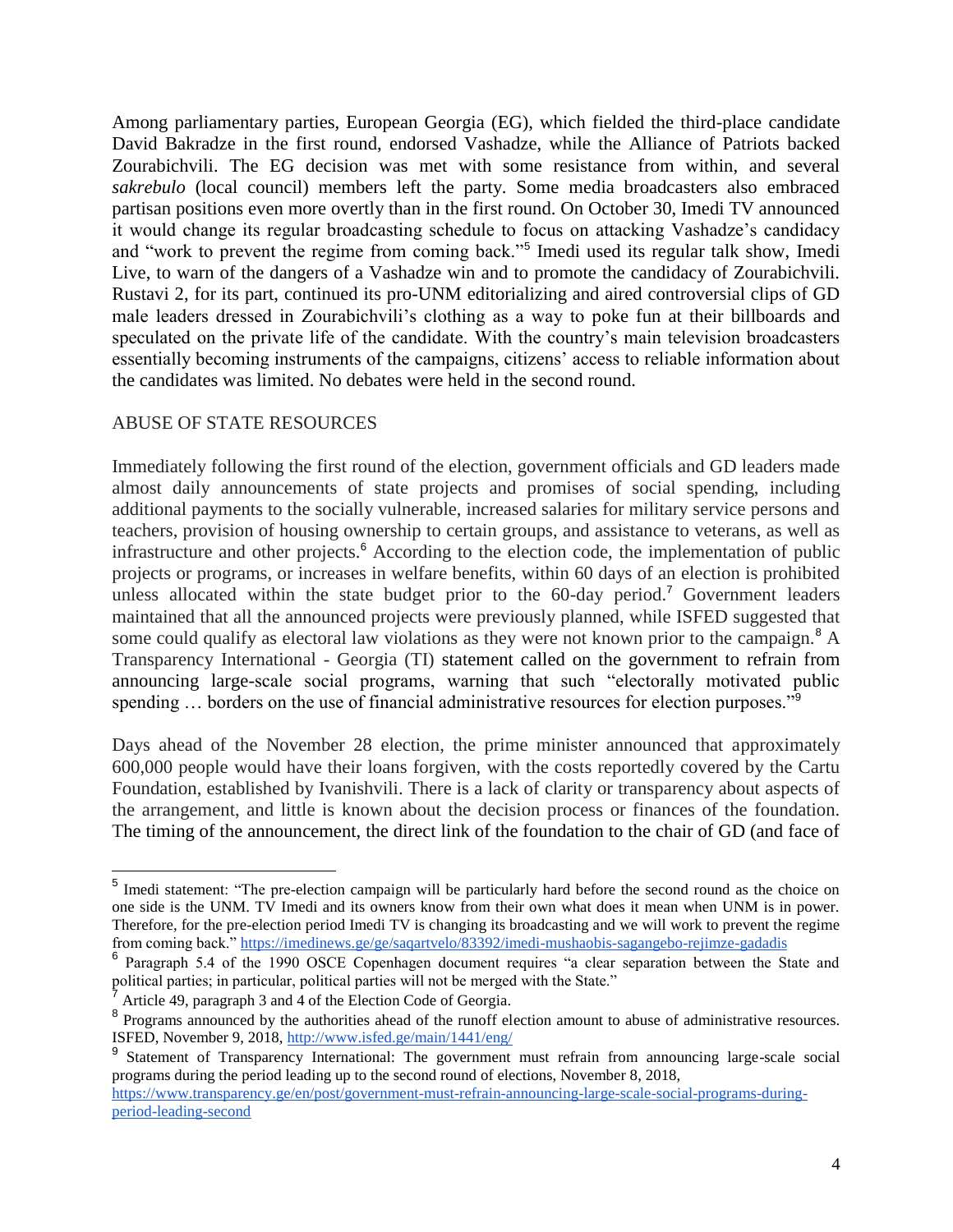Among parliamentary parties, European Georgia (EG), which fielded the third-place candidate David Bakradze in the first round, endorsed Vashadze, while the Alliance of Patriots backed Zourabichvili. The EG decision was met with some resistance from within, and several *sakrebulo* (local council) members left the party. Some media broadcasters also embraced partisan positions even more overtly than in the first round. On October 30, Imedi TV announced it would change its regular broadcasting schedule to focus on attacking Vashadze's candidacy and "work to prevent the regime from coming back."[5] Imedi used its regular talk show, Imedi Live, to warn of the dangers of a Vashadze win and to promote the candidacy of Zourabichvili. Rustavi 2, for its part, continued its pro-UNM editorializing and aired controversial clips of GD male leaders dressed in Zourabichvili's clothing as a way to poke fun at their billboards and speculated on the private life of the candidate. With the country's main television broadcasters essentially becoming instruments of the campaigns, citizens' access to reliable information about the candidates was limited. No debates were held in the second round.

## ABUSE OF STATE RESOURCES

Immediately following the first round of the election, government officials and GD leaders made almost daily announcements of state projects and promises of social spending, including additional payments to the socially vulnerable, increased salaries for military service persons and teachers, provision of housing ownership to certain groups, and assistance to veterans, as well as infrastructure and other projects.[6] According to the election code, the implementation of public projects or programs, or increases in welfare benefits, within 60 days of an election is prohibited unless allocated within the state budget prior to the 60-day period.[7] Government leaders maintained that all the announced projects were previously planned, while ISFED suggested that some could qualify as electoral law violations as they were not known prior to the campaign.[8] A Transparency International - Georgia (TI) statement called on the government to refrain from announcing large-scale social programs, warning that such "electorally motivated public spending … borders on the use of financial administrative resources for election purposes."[9]

Days ahead of the November 28 election, the prime minister announced that approximately 600,000 people would have their loans forgiven, with the costs reportedly covered by the Cartu Foundation, established by Ivanishvili. There is a lack of clarity or transparency about aspects of the arrangement, and little is known about the decision process or finances of the foundation. The timing of the announcement, the direct link of the foundation to the chair of GD (and face of

---

[5] Imedi statement: "The pre-election campaign will be particularly hard before the second round as the choice on one side is the UNM. TV Imedi and its owners know from their own what does it mean when UNM is in power. Therefore, for the pre-election period Imedi TV is changing its broadcasting and we will work to prevent the regime from coming back." https://imedinews.ge/ge/saqartvelo/83392/imedi-mushaobis-sagangebo-rejimze-gadadis

[6] Paragraph 5.4 of the 1990 OSCE Copenhagen document requires "a clear separation between the State and political parties; in particular, political parties will not be merged with the State."

[7] Article 49, paragraph 3 and 4 of the Election Code of Georgia.

[8] Programs announced by the authorities ahead of the runoff election amount to abuse of administrative resources. ISFED, November 9, 2018, http://www.isfed.ge/main/1441/eng/

[9] Statement of Transparency International: The government must refrain from announcing large-scale social programs during the period leading up to the second round of elections, November 8, 2018, https://www.transparency.ge/en/post/government-must-refrain-announcing-large-scale-social-programs-during-period-leading-second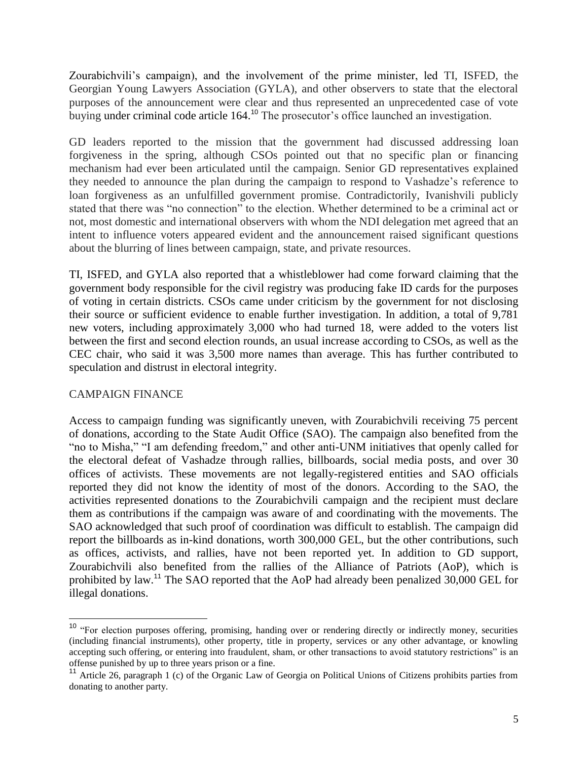Zourabichvili's campaign), and the involvement of the prime minister, led TI, ISFED, the Georgian Young Lawyers Association (GYLA), and other observers to state that the electoral purposes of the announcement were clear and thus represented an unprecedented case of vote buying under criminal code article 164.[10] The prosecutor's office launched an investigation.

GD leaders reported to the mission that the government had discussed addressing loan forgiveness in the spring, although CSOs pointed out that no specific plan or financing mechanism had ever been articulated until the campaign. Senior GD representatives explained they needed to announce the plan during the campaign to respond to Vashadze's reference to loan forgiveness as an unfulfilled government promise. Contradictorily, Ivanishvili publicly stated that there was "no connection" to the election. Whether determined to be a criminal act or not, most domestic and international observers with whom the NDI delegation met agreed that an intent to influence voters appeared evident and the announcement raised significant questions about the blurring of lines between campaign, state, and private resources.

TI, ISFED, and GYLA also reported that a whistleblower had come forward claiming that the government body responsible for the civil registry was producing fake ID cards for the purposes of voting in certain districts. CSOs came under criticism by the government for not disclosing their source or sufficient evidence to enable further investigation. In addition, a total of 9,781 new voters, including approximately 3,000 who had turned 18, were added to the voters list between the first and second election rounds, an usual increase according to CSOs, as well as the CEC chair, who said it was 3,500 more names than average. This has further contributed to speculation and distrust in electoral integrity.

## CAMPAIGN FINANCE

Access to campaign funding was significantly uneven, with Zourabichvili receiving 75 percent of donations, according to the State Audit Office (SAO). The campaign also benefited from the "no to Misha," "I am defending freedom," and other anti-UNM initiatives that openly called for the electoral defeat of Vashadze through rallies, billboards, social media posts, and over 30 offices of activists. These movements are not legally-registered entities and SAO officials reported they did not know the identity of most of the donors. According to the SAO, the activities represented donations to the Zourabichvili campaign and the recipient must declare them as contributions if the campaign was aware of and coordinating with the movements. The SAO acknowledged that such proof of coordination was difficult to establish. The campaign did report the billboards as in-kind donations, worth 300,000 GEL, but the other contributions, such as offices, activists, and rallies, have not been reported yet. In addition to GD support, Zourabichvili also benefited from the rallies of the Alliance of Patriots (AoP), which is prohibited by law.[11] The SAO reported that the AoP had already been penalized 30,000 GEL for illegal donations.

---

[10] "For election purposes offering, promising, handing over or rendering directly or indirectly money, securities (including financial instruments), other property, title in property, services or any other advantage, or knowling accepting such offering, or entering into fraudulent, sham, or other transactions to avoid statutory restrictions" is an offense punished by up to three years prison or a fine.

[11] Article 26, paragraph 1 (c) of the Organic Law of Georgia on Political Unions of Citizens prohibits parties from donating to another party.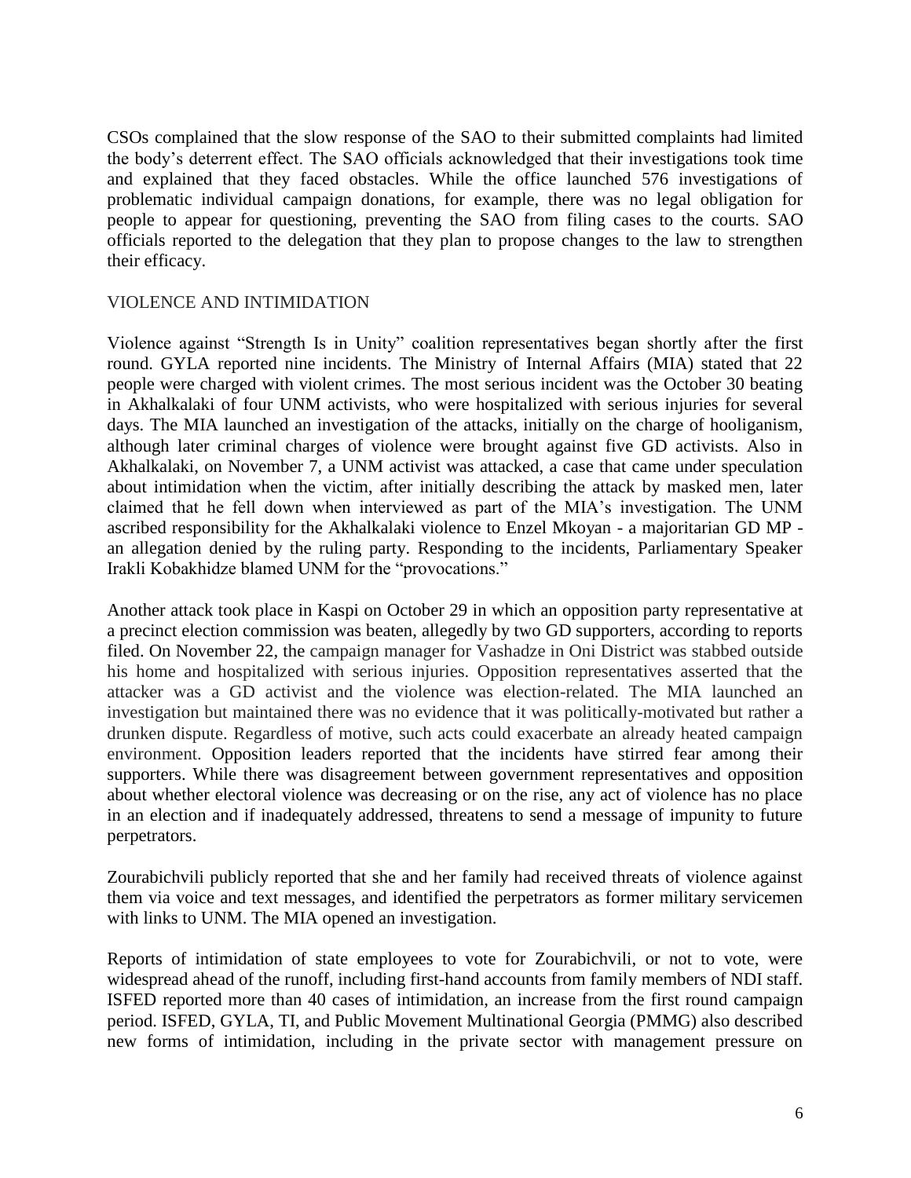CSOs complained that the slow response of the SAO to their submitted complaints had limited the body's deterrent effect. The SAO officials acknowledged that their investigations took time and explained that they faced obstacles. While the office launched 576 investigations of problematic individual campaign donations, for example, there was no legal obligation for people to appear for questioning, preventing the SAO from filing cases to the courts. SAO officials reported to the delegation that they plan to propose changes to the law to strengthen their efficacy.

## VIOLENCE AND INTIMIDATION

Violence against "Strength Is in Unity" coalition representatives began shortly after the first round. GYLA reported nine incidents. The Ministry of Internal Affairs (MIA) stated that 22 people were charged with violent crimes. The most serious incident was the October 30 beating in Akhalkalaki of four UNM activists, who were hospitalized with serious injuries for several days. The MIA launched an investigation of the attacks, initially on the charge of hooliganism, although later criminal charges of violence were brought against five GD activists. Also in Akhalkalaki, on November 7, a UNM activist was attacked, a case that came under speculation about intimidation when the victim, after initially describing the attack by masked men, later claimed that he fell down when interviewed as part of the MIA's investigation. The UNM ascribed responsibility for the Akhalkalaki violence to Enzel Mkoyan - a majoritarian GD MP - an allegation denied by the ruling party. Responding to the incidents, Parliamentary Speaker Irakli Kobakhidze blamed UNM for the "provocations."

Another attack took place in Kaspi on October 29 in which an opposition party representative at a precinct election commission was beaten, allegedly by two GD supporters, according to reports filed. On November 22, the campaign manager for Vashadze in Oni District was stabbed outside his home and hospitalized with serious injuries. Opposition representatives asserted that the attacker was a GD activist and the violence was election-related. The MIA launched an investigation but maintained there was no evidence that it was politically-motivated but rather a drunken dispute. Regardless of motive, such acts could exacerbate an already heated campaign environment. Opposition leaders reported that the incidents have stirred fear among their supporters. While there was disagreement between government representatives and opposition about whether electoral violence was decreasing or on the rise, any act of violence has no place in an election and if inadequately addressed, threatens to send a message of impunity to future perpetrators.

Zourabichvili publicly reported that she and her family had received threats of violence against them via voice and text messages, and identified the perpetrators as former military servicemen with links to UNM. The MIA opened an investigation.

Reports of intimidation of state employees to vote for Zourabichvili, or not to vote, were widespread ahead of the runoff, including first-hand accounts from family members of NDI staff. ISFED reported more than 40 cases of intimidation, an increase from the first round campaign period. ISFED, GYLA, TI, and Public Movement Multinational Georgia (PMMG) also described new forms of intimidation, including in the private sector with management pressure on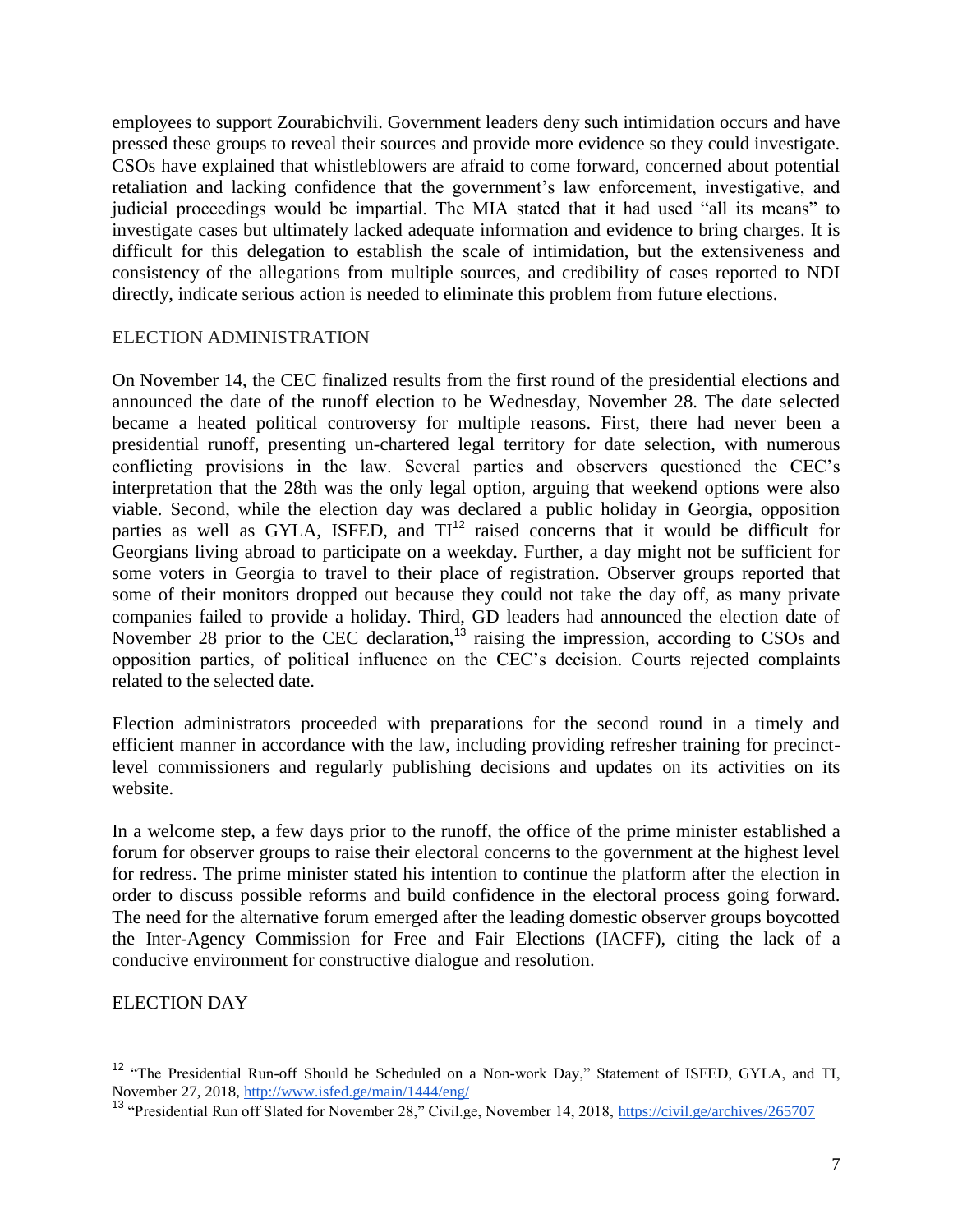employees to support Zourabichvili. Government leaders deny such intimidation occurs and have pressed these groups to reveal their sources and provide more evidence so they could investigate. CSOs have explained that whistleblowers are afraid to come forward, concerned about potential retaliation and lacking confidence that the government's law enforcement, investigative, and judicial proceedings would be impartial. The MIA stated that it had used "all its means" to investigate cases but ultimately lacked adequate information and evidence to bring charges. It is difficult for this delegation to establish the scale of intimidation, but the extensiveness and consistency of the allegations from multiple sources, and credibility of cases reported to NDI directly, indicate serious action is needed to eliminate this problem from future elections.

## ELECTION ADMINISTRATION

On November 14, the CEC finalized results from the first round of the presidential elections and announced the date of the runoff election to be Wednesday, November 28. The date selected became a heated political controversy for multiple reasons. First, there had never been a presidential runoff, presenting un-chartered legal territory for date selection, with numerous conflicting provisions in the law. Several parties and observers questioned the CEC's interpretation that the 28th was the only legal option, arguing that weekend options were also viable. Second, while the election day was declared a public holiday in Georgia, opposition parties as well as GYLA, ISFED, and TI[12] raised concerns that it would be difficult for Georgians living abroad to participate on a weekday. Further, a day might not be sufficient for some voters in Georgia to travel to their place of registration. Observer groups reported that some of their monitors dropped out because they could not take the day off, as many private companies failed to provide a holiday. Third, GD leaders had announced the election date of November 28 prior to the CEC declaration,[13] raising the impression, according to CSOs and opposition parties, of political influence on the CEC's decision. Courts rejected complaints related to the selected date.

Election administrators proceeded with preparations for the second round in a timely and efficient manner in accordance with the law, including providing refresher training for precinct-level commissioners and regularly publishing decisions and updates on its activities on its website.

In a welcome step, a few days prior to the runoff, the office of the prime minister established a forum for observer groups to raise their electoral concerns to the government at the highest level for redress. The prime minister stated his intention to continue the platform after the election in order to discuss possible reforms and build confidence in the electoral process going forward. The need for the alternative forum emerged after the leading domestic observer groups boycotted the Inter-Agency Commission for Free and Fair Elections (IACFF), citing the lack of a conducive environment for constructive dialogue and resolution.

## ELECTION DAY

---

[12] "The Presidential Run-off Should be Scheduled on a Non-work Day," Statement of ISFED, GYLA, and TI, November 27, 2018, http://www.isfed.ge/main/1444/eng/

[13] "Presidential Run off Slated for November 28," Civil.ge, November 14, 2018, https://civil.ge/archives/265707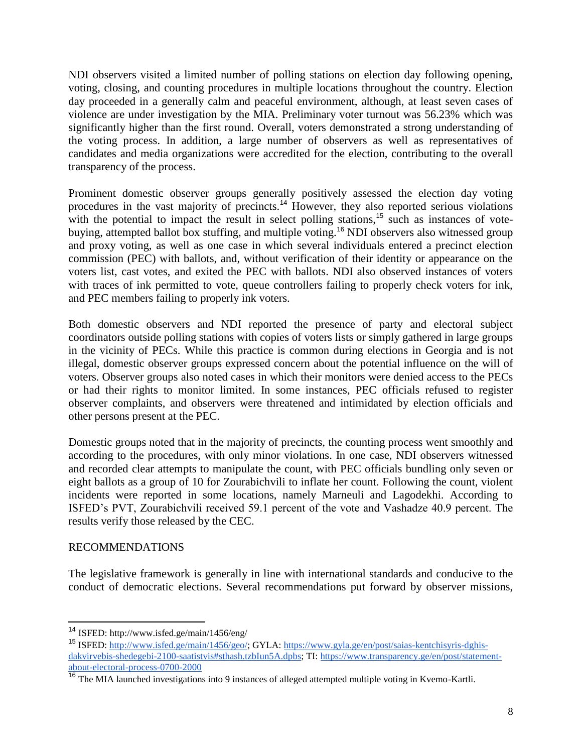NDI observers visited a limited number of polling stations on election day following opening, voting, closing, and counting procedures in multiple locations throughout the country. Election day proceeded in a generally calm and peaceful environment, although, at least seven cases of violence are under investigation by the MIA. Preliminary voter turnout was 56.23% which was significantly higher than the first round. Overall, voters demonstrated a strong understanding of the voting process. In addition, a large number of observers as well as representatives of candidates and media organizations were accredited for the election, contributing to the overall transparency of the process.

Prominent domestic observer groups generally positively assessed the election day voting procedures in the vast majority of precincts.[14] However, they also reported serious violations with the potential to impact the result in select polling stations,[15] such as instances of vote-buying, attempted ballot box stuffing, and multiple voting.[16] NDI observers also witnessed group and proxy voting, as well as one case in which several individuals entered a precinct election commission (PEC) with ballots, and, without verification of their identity or appearance on the voters list, cast votes, and exited the PEC with ballots. NDI also observed instances of voters with traces of ink permitted to vote, queue controllers failing to properly check voters for ink, and PEC members failing to properly ink voters.

Both domestic observers and NDI reported the presence of party and electoral subject coordinators outside polling stations with copies of voters lists or simply gathered in large groups in the vicinity of PECs. While this practice is common during elections in Georgia and is not illegal, domestic observer groups expressed concern about the potential influence on the will of voters. Observer groups also noted cases in which their monitors were denied access to the PECs or had their rights to monitor limited. In some instances, PEC officials refused to register observer complaints, and observers were threatened and intimidated by election officials and other persons present at the PEC.

Domestic groups noted that in the majority of precincts, the counting process went smoothly and according to the procedures, with only minor violations. In one case, NDI observers witnessed and recorded clear attempts to manipulate the count, with PEC officials bundling only seven or eight ballots as a group of 10 for Zourabichvili to inflate her count. Following the count, violent incidents were reported in some locations, namely Marneuli and Lagodekhi. According to ISFED's PVT, Zourabichvili received 59.1 percent of the vote and Vashadze 40.9 percent. The results verify those released by the CEC.

## RECOMMENDATIONS

The legislative framework is generally in line with international standards and conducive to the conduct of democratic elections. Several recommendations put forward by observer missions,

---

[14] ISFED: http://www.isfed.ge/main/1456/eng/

[15] ISFED: http://www.isfed.ge/main/1456/geo/; GYLA: https://www.gyla.ge/en/post/saias-kentchisyris-dghis-dakvirvebis-shedegebi-2100-saatistvis#sthash.tzbIun5A.dpbs; TI: https://www.transparency.ge/en/post/statement-about-electoral-process-0700-2000

[16] The MIA launched investigations into 9 instances of alleged attempted multiple voting in Kvemo-Kartli.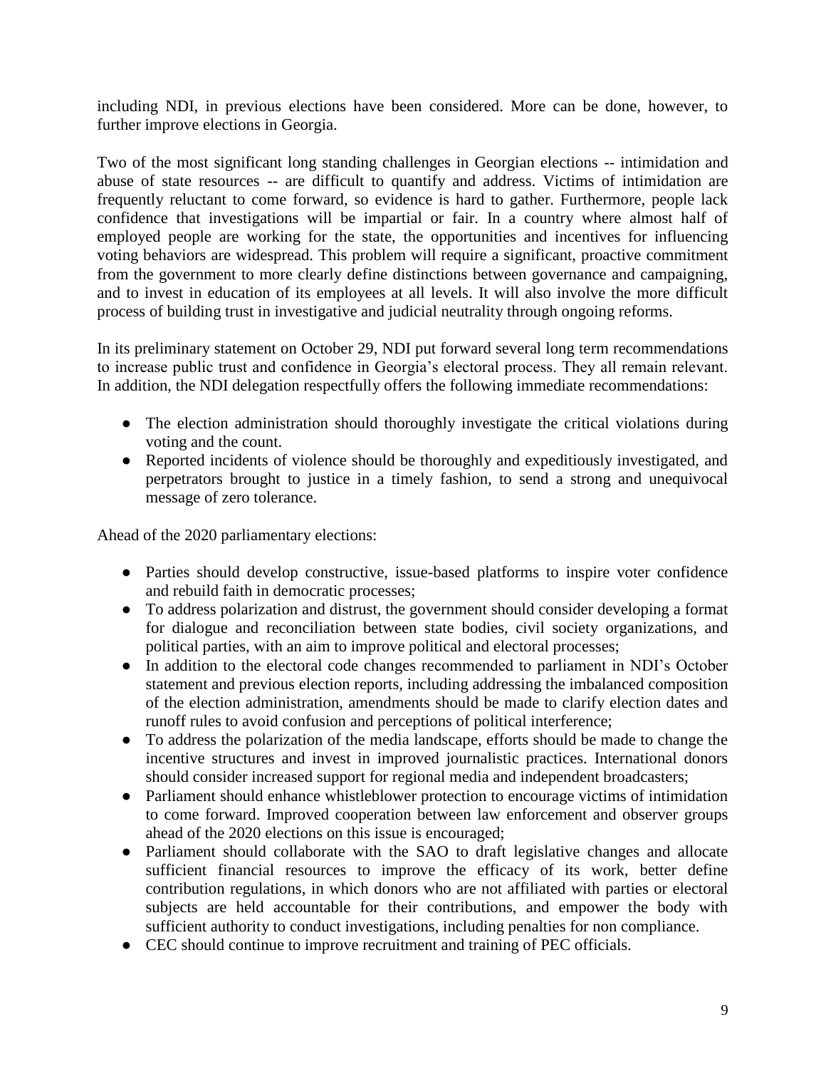including NDI, in previous elections have been considered. More can be done, however, to further improve elections in Georgia.

Two of the most significant long standing challenges in Georgian elections -- intimidation and abuse of state resources -- are difficult to quantify and address. Victims of intimidation are frequently reluctant to come forward, so evidence is hard to gather. Furthermore, people lack confidence that investigations will be impartial or fair. In a country where almost half of employed people are working for the state, the opportunities and incentives for influencing voting behaviors are widespread. This problem will require a significant, proactive commitment from the government to more clearly define distinctions between governance and campaigning, and to invest in education of its employees at all levels. It will also involve the more difficult process of building trust in investigative and judicial neutrality through ongoing reforms.

In its preliminary statement on October 29, NDI put forward several long term recommendations to increase public trust and confidence in Georgia's electoral process. They all remain relevant. In addition, the NDI delegation respectfully offers the following immediate recommendations:

- The election administration should thoroughly investigate the critical violations during voting and the count.
- Reported incidents of violence should be thoroughly and expeditiously investigated, and perpetrators brought to justice in a timely fashion, to send a strong and unequivocal message of zero tolerance.

Ahead of the 2020 parliamentary elections:

- Parties should develop constructive, issue-based platforms to inspire voter confidence and rebuild faith in democratic processes;
- To address polarization and distrust, the government should consider developing a format for dialogue and reconciliation between state bodies, civil society organizations, and political parties, with an aim to improve political and electoral processes;
- In addition to the electoral code changes recommended to parliament in NDI's October statement and previous election reports, including addressing the imbalanced composition of the election administration, amendments should be made to clarify election dates and runoff rules to avoid confusion and perceptions of political interference;
- To address the polarization of the media landscape, efforts should be made to change the incentive structures and invest in improved journalistic practices. International donors should consider increased support for regional media and independent broadcasters;
- Parliament should enhance whistleblower protection to encourage victims of intimidation to come forward. Improved cooperation between law enforcement and observer groups ahead of the 2020 elections on this issue is encouraged;
- Parliament should collaborate with the SAO to draft legislative changes and allocate sufficient financial resources to improve the efficacy of its work, better define contribution regulations, in which donors who are not affiliated with parties or electoral subjects are held accountable for their contributions, and empower the body with sufficient authority to conduct investigations, including penalties for non compliance.
- CEC should continue to improve recruitment and training of PEC officials.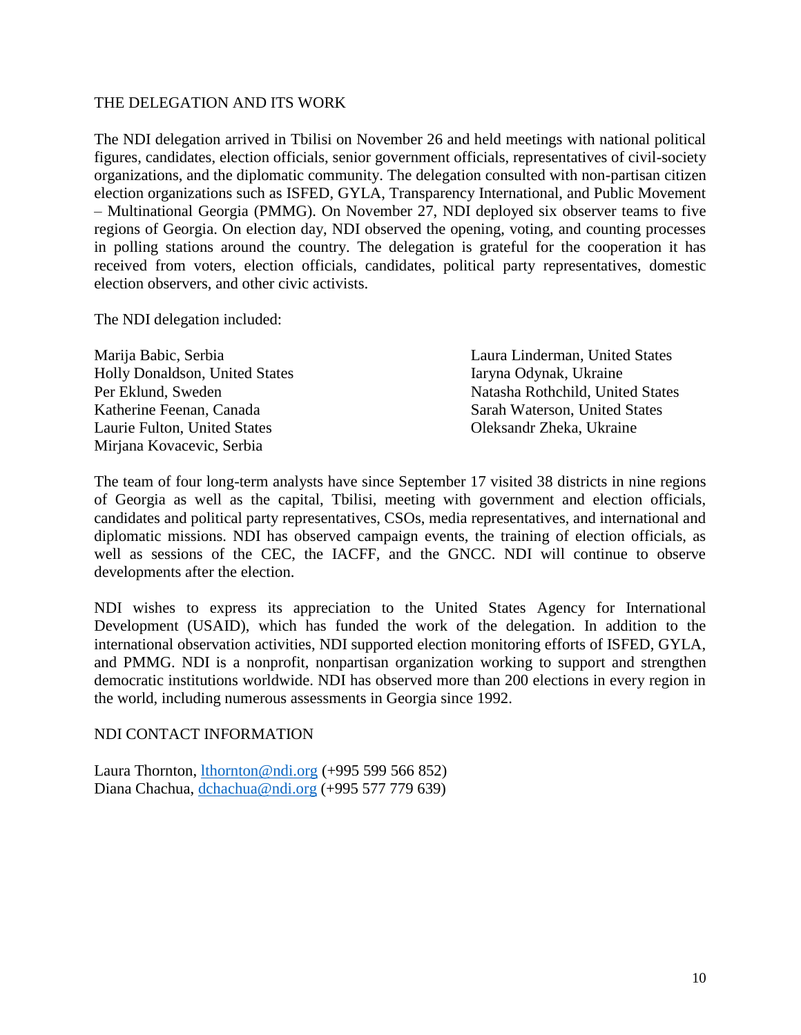## THE DELEGATION AND ITS WORK

The NDI delegation arrived in Tbilisi on November 26 and held meetings with national political figures, candidates, election officials, senior government officials, representatives of civil-society organizations, and the diplomatic community. The delegation consulted with non-partisan citizen election organizations such as ISFED, GYLA, Transparency International, and Public Movement – Multinational Georgia (PMMG). On November 27, NDI deployed six observer teams to five regions of Georgia. On election day, NDI observed the opening, voting, and counting processes in polling stations around the country. The delegation is grateful for the cooperation it has received from voters, election officials, candidates, political party representatives, domestic election observers, and other civic activists.

The NDI delegation included:

Marija Babic, Serbia
Holly Donaldson, United States
Per Eklund, Sweden
Katherine Feenan, Canada
Laurie Fulton, United States
Mirjana Kovacevic, Serbia
Laura Linderman, United States
Iaryna Odynak, Ukraine
Natasha Rothchild, United States
Sarah Waterson, United States
Oleksandr Zheka, Ukraine

The team of four long-term analysts have since September 17 visited 38 districts in nine regions of Georgia as well as the capital, Tbilisi, meeting with government and election officials, candidates and political party representatives, CSOs, media representatives, and international and diplomatic missions. NDI has observed campaign events, the training of election officials, as well as sessions of the CEC, the IACFF, and the GNCC. NDI will continue to observe developments after the election.

NDI wishes to express its appreciation to the United States Agency for International Development (USAID), which has funded the work of the delegation. In addition to the international observation activities, NDI supported election monitoring efforts of ISFED, GYLA, and PMMG. NDI is a nonprofit, nonpartisan organization working to support and strengthen democratic institutions worldwide. NDI has observed more than 200 elections in every region in the world, including numerous assessments in Georgia since 1992.

## NDI CONTACT INFORMATION

Laura Thornton, lthornton@ndi.org (+995 599 566 852)
Diana Chachua, dchachua@ndi.org (+995 577 779 639)